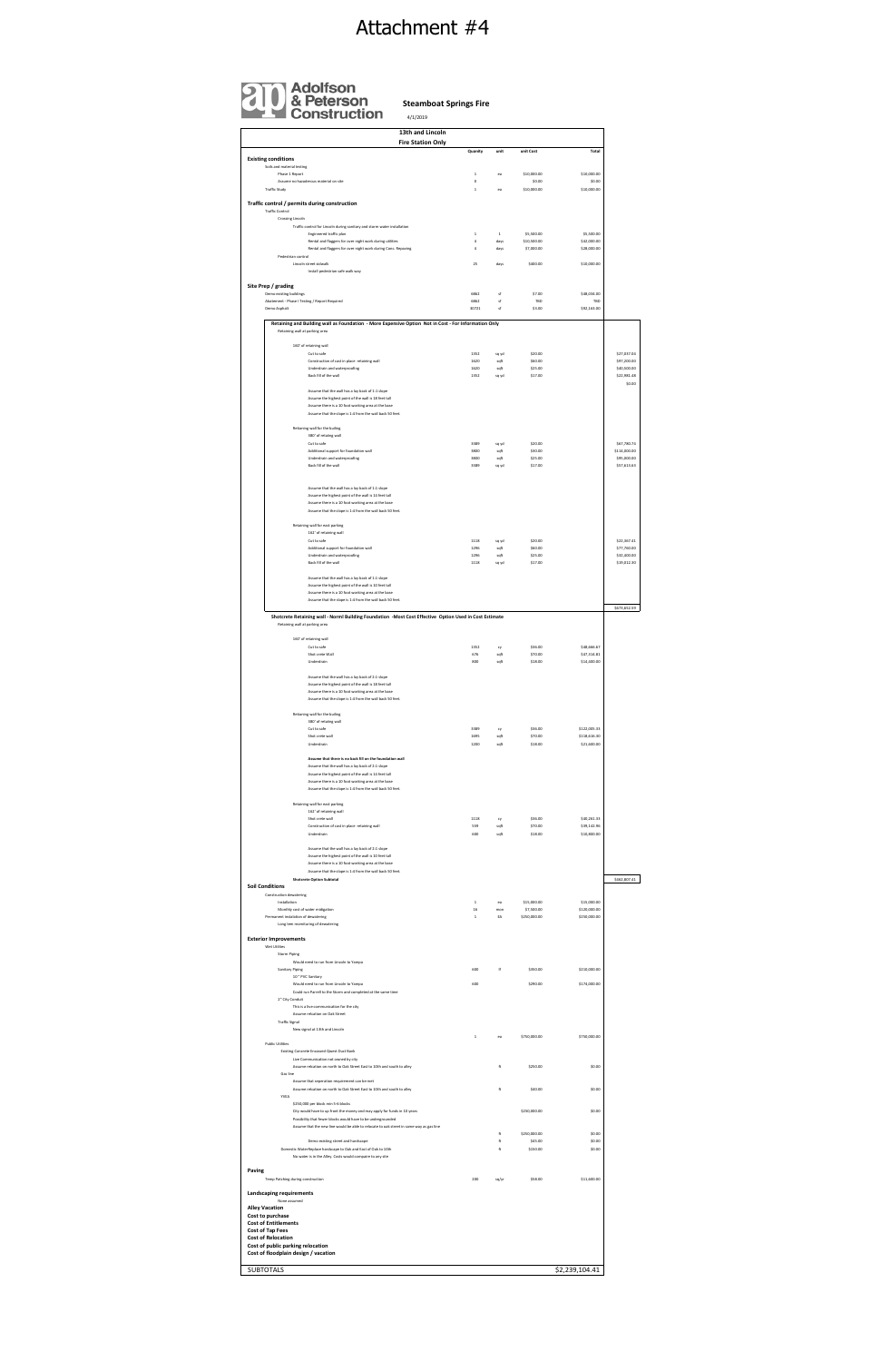# Attachment #4

**Adolfson & Peterson Construction**

**Steamboat Springs Fire**

4/1/2019

| 13th and Lincoln Fire Station Only | Quantity | unit | unit Cost | Total | |
|---|---|---|---|---|---|
| **Existing conditions** | | | | | |
| Soils and material testing | | | | | |
| Phase 1 Report | 1 | ea | $10,000.00 | $10,000.00 | |
| Assume no hazardous material on site | 0 | | $0.00 | $0.00 | |
| Traffic Study | 1 | ea | $10,000.00 | $10,000.00 | |
| **Traffic control / permits during construction** | | | | | |
| Traffic Control | | | | | |
| Crossing Lincoln | | | | | |
| Traffic control for Lincoln during sanitary and storm water installation | | | | | |
| Engineered traffic plan | 1 | 1 | $5,500.00 | $5,500.00 | |
| Rental and flaggers for over night work during utilities | 3 | days | $10,500.00 | $32,000.00 | |
| Rental and flaggers for over night work during Conc. Repaving | 4 | days | $7,000.00 | $28,000.00 | |
| Pedestrian control | | | | | |
| Lincoln street sidewalk | 25 | days | $400.00 | $10,000.00 | |
| Install pedestrian safe walk way | | | | | |
| **Site Prep / grading** | | | | | |
| Demo existing buildings | 6862 | sf | $7.00 | $48,034.00 | |
| Abatement - Phase I Testing / Report Required | 6862 | sf | TBD | TBD | |
| Demo Asphalt | 30721 | sf | $3.00 | $92,163.00 | |
| **Retaining and Building wall as Foundation - More Expensive Option Not in Cost - For Information Only** | | | | | |
| Retaining wall at parking area | | | | | |
| 160' of retaining wall | | | | | |
| Cut to safe | 1353 | sq yd | $20.00 | | $27,037.04 |
| Construction of cast in place retaining wall | 1620 | sqft | $60.00 | | $97,200.00 |
| Underdrain and waterproofing | 1620 | sqft | $25.00 | | $40,500.00 |
| Back Fill of the wall | 1353 | sq yd | $17.00 | | $22,981.48 |
| | | | | | $0.00 |
| Assume that the wall has a lay back of 1:1 slope | | | | | |
| Assume the highest point of the wall is 18 feet tall | | | | | |
| Assume there is a 10 foot working area at the base | | | | | |
| Assume that the slope is 1:4 from the wall back 50 feet. | | | | | |
| Retaining wall for the buiding | | | | | |
| 380' of retaing wall | | | | | |
| Cut to safe | 3389 | sq yd | $20.00 | | $67,780.74 |
| Additional support for foundation wall | 3800 | sqft | $30.00 | | $114,000.00 |
| Underdrain and waterproofing | 3800 | sqft | $25.00 | | $95,000.00 |
| Back Fill of the wall | 3389 | sq yd | $17.00 | | $57,613.63 |
| Assume that the wall has a lay back of 1:1 slope | | | | | |
| Assume the highest point of the wall is 10 feet tall | | | | | |
| Assume there is a 10 foot working area at the base | | | | | |
| Assume that the slope is 1:4 from the wall back 50 feet. | | | | | |
| Retaining wall for east parking | | | | | |
| 162' of retaining wall | | | | | |
| Cut to safe | 1119 | sq yd | $20.00 | | $22,367.41 |
| Additional support for foundation wall | 1296 | sqft | $60.00 | | $77,760.00 |
| Underdrain and waterproofing | 1296 | sqft | $25.00 | | $32,400.00 |
| Back Fill of the wall | 1119 | sq yd | $17.00 | | $19,012.30 |
| Assume that the wall has a lay back of 1:1 slope | | | | | |
| Assume the highest point of the wall is 10 feet tall | | | | | |
| Assume there is a 10 foot working area at the base | | | | | |
| Assume that the slope is 1:4 from the wall back 50 feet. | | | | | |
| | | | | | $673,652.59 |
| **Shotcrete Retaining wall - Norml Building Foundation -Most Cost Effective Option Used in Cost Estimate** | | | | | |
| Retaining wall at parking area | | | | | |
| 160' of retaining wall | | | | | |
| Cut to safe | 1352 | sy | $36.00 | $48,666.67 | |
| Shot crete Wall | 676 | sqft | $70.00 | $47,314.81 | |
| Underdrain | 800 | sqft | $18.00 | $14,400.00 | |
| Assume that the wall has a lay back of 2:1 slope | | | | | |
| Assume the highest point of the wall is 18 feet tall | | | | | |
| Assume there is a 10 foot working area at the base | | | | | |
| Assume that the slope is 1:4 from the wall back 50 feet. | | | | | |
| Retaining wall for the buiding | | | | | |
| 380' of retaing wall | | | | | |
| Cut to safe | 3389 | sy | $36.00 | $122,005.33 | |
| Shot crete wall | 1695 | sqft | $70.00 | $118,616.30 | |
| Underdrain | 1200 | sqft | $18.00 | $21,600.00 | |
| **Assume that there is no back fill on the foundation wall** | | | | | |
| Assume that the wall has a lay back of 2:1 slope | | | | | |
| Assume the highest point of the wall is 10 feet tall | | | | | |
| Assume there is a 10 foot working area at the base | | | | | |
| Assume that the slope is 1:4 from the wall back 50 feet. | | | | | |
| Retaining wall for east parking | | | | | |
| 162' of retaining wall | | | | | |
| Shot crete wall | 1119 | sy | $36.00 | $40,261.33 | |
| Construction of cast in place retaining wall | 559 | sqft | $70.00 | $39,142.96 | |
| Underdrain | 600 | sqft | $18.00 | $10,800.00 | |
| Assume that the wall has a lay back of 2:1 slope | | | | | |
| Assume the highest point of the wall is 10 feet tall | | | | | |
| Assume there is a 10 foot working area at the base | | | | | |
| Assume that the slope is 1:4 from the wall back 50 feet. | | | | | |
| **Shotcrete Option Subtotal** | | | | | $462,807.41 |
| **Soil Conditions** | | | | | |
| Construction dewatering | | | | | |
| Installation | 1 | ea | $15,000.00 | $15,000.00 | |
| Monthly cost of water mitigation | 16 | mon | $7,500.00 | $120,000.00 | |
| Permanent installation of dewatering | 1 | ls | $250,000.00 | $250,000.00 | |
| Long term monitoring of dewatering | | | | | |
| **Exterior Improvements** | | | | | |
| Wet Utilities | | | | | |
| Storm Piping | | | | | |
| Would need to run from Lincoln to Yampa | | | | | |
| Sanitary Piping | 600 | lf | $350.00 | $210,000.00 | |
| 10" PVC Sanitary | | | | | |
| Would need to run from Lincoln to Yampa | 600 | | $290.00 | $174,000.00 | |
| Could run Parrell to the Storm and completed at the same time | | | | | |
| 2" City Conduit | | | | | |
| This is a live communication for the city | | | | | |
| Assume relocation on Oak Street | | | | | |
| Traffic Signal | | | | | |
| New signal at 13th and Lincoln | | | | | |
| | 1 | ea | $750,000.00 | $750,000.00 | |
| Public Utilities | | | | | |
| Existing Concrete Encased Qwest Duct Bank | | | | | |
| Live Communication not owned by city | | | | | |
| Assume relocation on north to Oak Street East to 10th and south to alley | | lf | $250.00 | $0.00 | |
| Gas line | | | | | |
| Assume that seperation requirement can be met | | | | | |
| Assume relocation on north to Oak Street East to 10th and south to alley | | lf | $60.00 | $0.00 | |
| YVEA | | | | | |
| $250,000 per block min 5-6 blocks | | | | | |
| City would have to up front the money and may apply for funds in 10 years | | | $250,000.00 | $0.00 | |
| Possibility that fewer blocks would have to be undergrounded | | | | | |
| Assume that the new line would be able to relocate to oak street in same way as gas line | | | | | |
| | | lf | $250,000.00 | $0.00 | |
| Demo existing street and hardscape | | lf | $45.00 | $0.00 | |
| Domestic Water Replace landscape to Oak and East of Oak to 10th | | lf | $150.00 | $0.00 | |
| No water is in the Alley. Costs would compare to any site | | | | | |
| **Paving** | | | | | |
| Temp Patching during construction | 200 | sq/yr | $58.00 | $11,600.00 | |
| **Landscaping requirements** | | | | | |
| None assumed | | | | | |
| **Alley Vacation** | | | | | |
| **Cost to purchase** | | | | | |
| **Cost of Entitlements** | | | | | |
| **Cost of Tap Fees** | | | | | |
| **Cost of Relocation** | | | | | |
| **Cost of public parking relocation** | | | | | |
| **Cost of floodplain design / vacation** | | | | | |
| SUBTOTALS | | | | $2,239,104.41 | |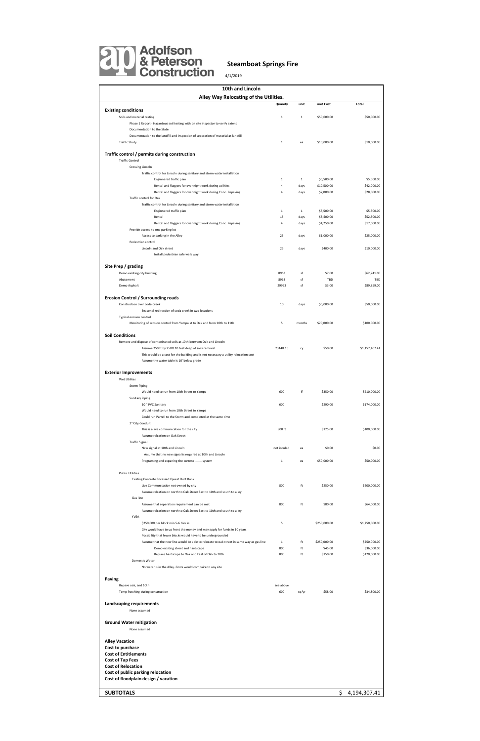**Adolfson & Peterson Construction**

## Steamboat Springs Fire

4/1/2019

| 10th and Lincoln | | | | |
|---|---|---|---|---|
| **Alley Way Relocating of the Utilities.** | | | | |
| | Quanity | unit | unit Cost | Total |
| **Existing conditions** | | | | |
| Soils and material testing | 1 | 1 | $50,000.00 | $50,000.00 |
| Phase 1 Report - Hazardous soil testing with on site inspector to verify extent | | | | |
| Documentation to the State | | | | |
| Documentation to the landfill and inspection of separation of material at landfill | | | | |
| Traffic Study | 1 | ea | $10,000.00 | $10,000.00 |
| **Traffic control / permits during construction** | | | | |
| Traffic Control | | | | |
| Crossing Lincoln | | | | |
| Traffic control for Lincoln during sanitary and storm water installation | | | | |
| Enginnered traffic plan | 1 | 1 | $5,500.00 | $5,500.00 |
| Rental and flaggers for over night work during utilities | 4 | days | $10,500.00 | $42,000.00 |
| Rental and flaggers for over night work during Conc. Repaving | 4 | days | $7,000.00 | $28,000.00 |
| Traffic control for Oak | | | | |
| Traffic control for Lincoln during sanitary and storm water installation | | | | |
| Enginnered traffic plan | 1 | 1 | $5,500.00 | $5,500.00 |
| Rental | 15 | days | $3,500.00 | $52,500.00 |
| Rental and flaggers for over night work during Conc. Repaving | 4 | days | $4,250.00 | $17,000.00 |
| Provide access to one parking lot | | | | |
| Access to parking in the Alley | 25 | days | $1,000.00 | $25,000.00 |
| Pedestrian control | | | | |
| Lincoln and Oak street | 25 | days | $400.00 | $10,000.00 |
| Install pedestrian safe walk way | | | | |
| **Site Prep / grading** | | | | |
| Demo existing city building | 8963 | sf | $7.00 | $62,741.00 |
| Abatement | 8963 | sf | TBD | TBD |
| Demo Asphalt | 29953 | sf | $3.00 | $89,859.00 |
| **Erosion Control / Surrounding roads** | | | | |
| Construction over Soda Creek | 10 | days | $5,000.00 | $50,000.00 |
| Seasonal redirection of soda creek in two locations | | | | |
| Typical erosion control | | | | |
| Monitoring of erosion control from Yampa st to Oak and from 10th to 11th | 5 | months | $20,000.00 | $100,000.00 |
| **Soil Conditions** | | | | |
| Remove and dispose of contaminated soils at 10th between Oak and Lincoln | | | | |
| Assume 250 ft by 250ft 10 feet deap of soils removal | 23148.15 | cy | $50.00 | $1,157,407.41 |
| This would be a cost for the building and is not necessary a utility relocation cost | | | | |
| Assume the water table is 10' below grade | | | | |
| **Exterior Improvements** | | | | |
| Wet Utilites | | | | |
| Storm Piping | | | | |
| Would need to run from 10th Street to Yampa | 600 | lf | $350.00 | $210,000.00 |
| Sanitary Piping | | | | |
| 10 " PVC Sanitary | 600 | | $290.00 | $174,000.00 |
| Would need to run from 10th Street to Yampa | | | | |
| Could run Parrell to the Storm and completed at the same time | | | | |
| 2" City Conduit | | | | |
| This is a live communication for the city | 800 ft | | $125.00 | $100,000.00 |
| Assume relcation on Oak Street | | | | |
| Traffic Signal | | | | |
| New signal at 10th and Lincoln | not inculed | ea | $0.00 | $0.00 |
| Assume that no new signal is required at 10th and Lincoln | | | | |
| Programing and expaning the current ------- system | 1 | ea | $50,000.00 | $50,000.00 |
| Public Utilities | | | | |
| Existing Concrete Encassed Qwest Duct Bank | | | | |
| Live Communication not owned by city | 800 | ft | $250.00 | $200,000.00 |
| Assume relcation on north to Oak Street East to 10th and south to alley | | | | |
| Gas line | | | | |
| Assume that seperation requirement can be met | 800 | ft | $80.00 | $64,000.00 |
| Assume relcation on north to Oak Street East to 10th and south to alley | | | | |
| YVEA | | | | |
| $250,000 per block min 5-6 blocks | 5 | | $250,000.00 | $1,250,000.00 |
| City would have to up front the money and may apply for funds in 10 years | | | | |
| Possibility that fewer blocks would have to be undergrounded | | | | |
| Assume that the new line would be able to relocate to oak street in same way as gas line | 1 | ft | $250,000.00 | $250,000.00 |
| Demo existing street and hardscape | 800 | ft | $45.00 | $36,000.00 |
| Replace hardscape to Oak and East of Oak to 10th | 800 | ft | $150.00 | $120,000.00 |
| Domestic Water | | | | |
| No water is in the Alley. Costs would compaire to any site | | | | |
| **Paving** | | | | |
| Repave oak, and 10th | see above | | | |
| Temp Patching during construction | 600 | sq/yr | $58.00 | $34,800.00 |
| **Landscaping requirements** | | | | |
| None assumed | | | | |
| **Ground Water mitigation** | | | | |
| None assumed | | | | |
| **Alley Vacation** | | | | |
| **Cost to purchase** | | | | |
| **Cost of Entitlements** | | | | |
| **Cost of Tap Fees** | | | | |
| **Cost of Relocation** | | | | |
| **Cost of public parking relocation** | | | | |
| **Cost of floodplain design / vacation** | | | | |
| **SUBTOTALS** | | | | $ 4,194,307.41 |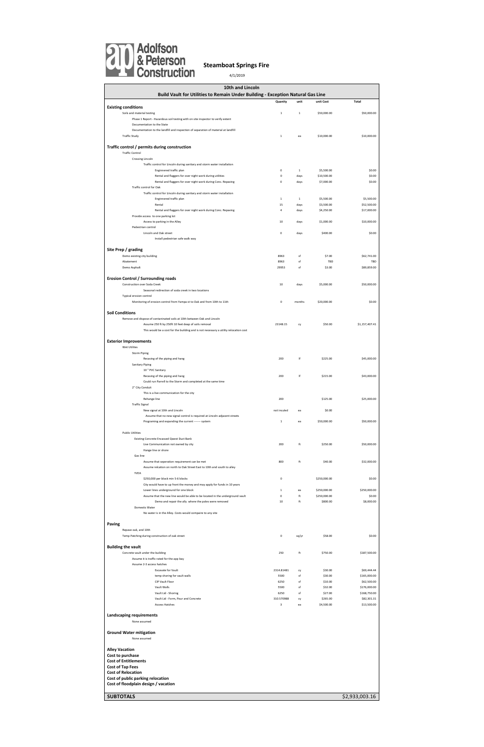Adolfson & Peterson Construction

**Steamboat Springs Fire**

4/1/2019

| 10th and Lincoln | | | | |
|---|---|---|---|---|
| **Build Vault for Utilities to Remain Under Building - Exception Natural Gas Line** | | | | |
| | Quanity | unit | unit Cost | Total |
| **Existing conditions** | | | | |
| Soils and material testing | 1 | 1 | $50,000.00 | $50,000.00 |
| Phase 1 Report - Hazardous soil testing with on site inspector to verify extent | | | | |
| Documentation to the State | | | | |
| Documentation to the landfill and inspection of separation of material at landfill | | | | |
| Traffic Study | 1 | ea | $10,000.00 | $10,000.00 |
| **Traffic control / permits during construction** | | | | |
| Traffic Control | | | | |
| Crossing Lincoln | | | | |
| Traffic control for Lincoln during sanitary and storm water installation | | | | |
| Enginnered traffic plan | 0 | 1 | $5,500.00 | $0.00 |
| Rental and flaggers for over night work during utilities | 0 | days | $10,500.00 | $0.00 |
| Rental and flaggers for over night work during Conc. Repaving | 0 | days | $7,000.00 | $0.00 |
| Traffic control for Oak | | | | |
| Traffic control for Lincoln during sanitary and storm water installation | | | | |
| Enginnered traffic plan | 1 | 1 | $5,500.00 | $5,500.00 |
| Rental | 15 | days | $3,500.00 | $52,500.00 |
| Rental and flaggers for over night work during Conc. Repaving | 4 | days | $4,250.00 | $17,000.00 |
| Provide access to one parking lot | | | | |
| Access to parking in the Alley | 10 | days | $1,000.00 | $10,000.00 |
| Pedestrian control | | | | |
| Lincoln and Oak street | 0 | days | $400.00 | $0.00 |
| Install pedestrian safe walk way | | | | |
| **Site Prep / grading** | | | | |
| Demo existing city building | 8963 | sf | $7.00 | $62,741.00 |
| Abatement | 8963 | sf | TBD | TBD |
| Demo Asphalt | 29953 | sf | $3.00 | $89,859.00 |
| **Erosion Control / Surrounding roads** | | | | |
| Construction over Soda Creek | 10 | days | $5,000.00 | $50,000.00 |
| Seasonal redirection of soda creek in two locations | | | | |
| Typical erosion control | | | | |
| Monitoring of erosion control from Yampa st to Oak and from 10th to 11th | 0 | months | $20,000.00 | $0.00 |
| **Soil Conditions** | | | | |
| Remove and dispose of contaminated soils at 10th between Oak and Lincoln | | | | |
| Assume 250 ft by 250ft 10 feet deep of soils removal | 23148.15 | cy | $50.00 | $1,157,407.41 |
| This would be a cost for the building and is not necessary a utility relocation cost | | | | |
| **Exterior Improvements** | | | | |
| Wet Utilites | | | | |
| Storm Piping | | | | |
| Recasing of the piping and hang | 200 | lf | $225.00 | $45,000.00 |
| Sanitary Piping | | | | |
| 10 " PVC Sanitary | | | | |
| Recasing of the piping and hang | 200 | lf | $215.00 | $43,000.00 |
| Could run Parrell to the Storm and completed at the same time | | | | |
| 2" City Conduit | | | | |
| This is a live communication for the city | | | | |
| Rehange line | 200 | | $125.00 | $25,000.00 |
| Traffic Signal | | | | |
| New signal at 10th and Lincoln | not inculed | ea | $0.00 | |
| Assume that no new signal control is required at Lincoln adjacent streets | | | | |
| Programing and expanding the current ------- system | 1 | ea | $50,000.00 | $50,000.00 |
| Public Utilities | | | | |
| Existing Concrete Encased Qwest Duct Bank | | | | |
| Live Communication not owned by city | 200 | ft | $250.00 | $50,000.00 |
| Hange line or shore | | | | |
| Gas line | | | | |
| Assume that seperation requirement can be met | 800 | ft | $40.00 | $32,000.00 |
| Assume relcation on north to Oak Street East to 10th and south to alley | | | | |
| YVEA | | | | |
| $250,000 per block min 5-6 blocks | 0 | | $250,000.00 | $0.00 |
| City would have to up front the money and may apply for funds in 10 years | | | | |
| Lower lines underground for one block | 1 | ea | $250,000.00 | $250,000.00 |
| Assume that the new line would be able to be located in the underground vault | 0 | ft | $250,000.00 | $0.00 |
| Demo and repair the ally where the poles were removed | 10 | ft | $800.00 | $8,000.00 |
| Domestic Water | | | | |
| No water is in the Alley. Costs would compaire to any site | | | | |
| **Paving** | | | | |
| Repave oak, and 10th | | | | |
| Temp Patching during construction of oak street | 0 | sq/yr | $58.00 | $0.00 |
| **Building the vault** | | | | |
| Concrete vault under the building | 250 | ft | $750.00 | $187,500.00 |
| Assume it is traffic rated for the app bay | | | | |
| Assume 2-3 access hatches | | | | |
| Excavate for Vault | 2314.81481 | cy | $30.00 | $69,444.44 |
| temp shoring for vault walls | 5500 | sf | $30.00 | $165,000.00 |
| CIP Vault Floor | 6250 | sf | $10.00 | $62,500.00 |
| Vault Walls | 5500 | sf | $32.00 | $176,000.00 |
| Vault Lid - Shoring | 6250 | sf | $27.00 | $168,750.00 |
| Vault Lid - Form, Pour and Concrete | 310.570988 | cy | $265.00 | $82,301.31 |
| Access Hatches | 3 | ea | $4,500.00 | $13,500.00 |
| **Landscaping requirements** | | | | |
| None assumed | | | | |
| **Ground Water mitigation** | | | | |
| None assumed | | | | |
| **Alley Vacation** | | | | |
| **Cost to purchase** | | | | |
| **Cost of Entitlements** | | | | |
| **Cost of Tap Fees** | | | | |
| **Cost of Relocation** | | | | |
| **Cost of public parking relocation** | | | | |
| **Cost of floodplain design / vacation** | | | | |
| **SUBTOTALS** | | | | $2,933,003.16 |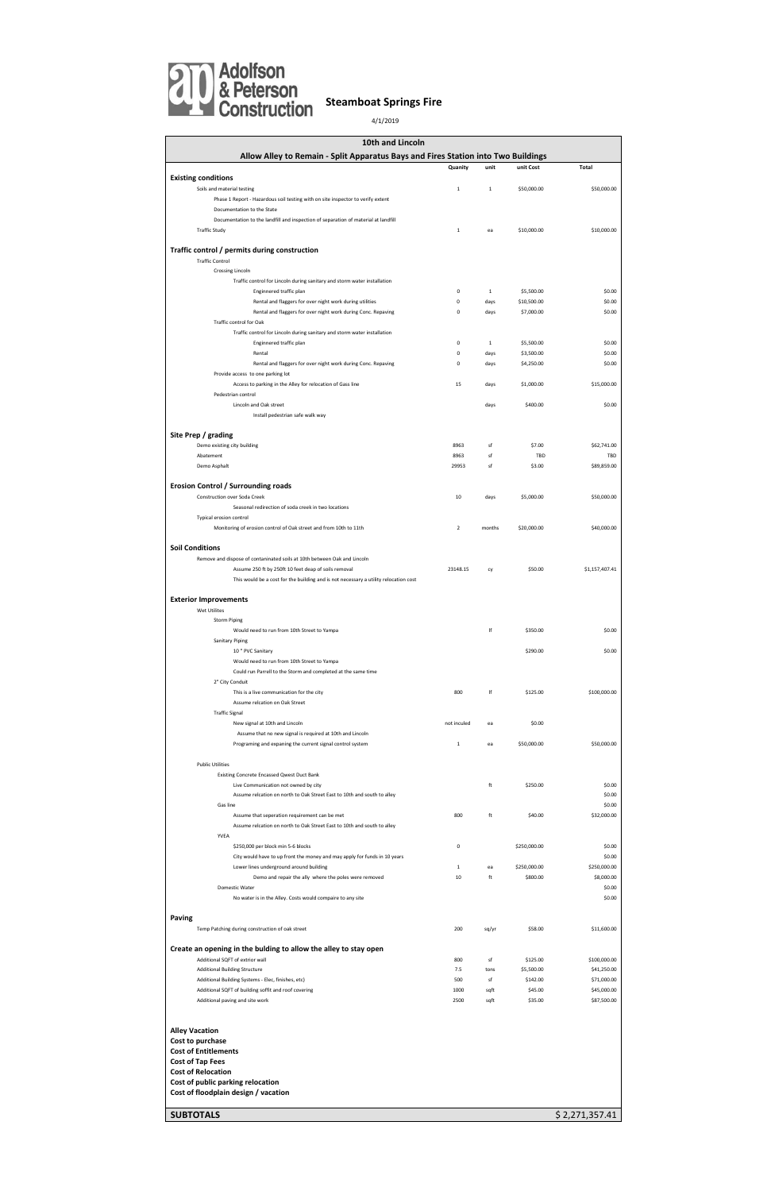Adolfson & Peterson Construction

## Steamboat Springs Fire

4/1/2019

| 10th and Lincoln | | | | |
|---|---|---|---|---|
| **Allow Alley to Remain - Split Apparatus Bays and Fires Station into Two Buildings** | | | | |
| | Quanity | unit | unit Cost | Total |
| **Existing conditions** | | | | |
| Soils and material testing | 1 | 1 | $50,000.00 | $50,000.00 |
| Phase 1 Report - Hazardous soil testing with on site inspector to verify extent | | | | |
| Documentation to the State | | | | |
| Documentation to the landfill and inspection of separation of material at landfill | | | | |
| Traffic Study | 1 | ea | $10,000.00 | $10,000.00 |
| **Traffic control / permits during construction** | | | | |
| Traffic Control | | | | |
| Crossing Lincoln | | | | |
| Traffic control for Lincoln during sanitary and storm water installation | | | | |
| Enginnered traffic plan | 0 | 1 | $5,500.00 | $0.00 |
| Rental and flaggers for over night work during utilities | 0 | days | $10,500.00 | $0.00 |
| Rental and flaggers for over night work during Conc. Repaving | 0 | days | $7,000.00 | $0.00 |
| Traffic control for Oak | | | | |
| Traffic control for Lincoln during sanitary and storm water installation | | | | |
| Enginnered traffic plan | 0 | 1 | $5,500.00 | $0.00 |
| Rental | 0 | days | $3,500.00 | $0.00 |
| Rental and flaggers for over night work during Conc. Repaving | 0 | days | $4,250.00 | $0.00 |
| Provide access to one parking lot | | | | |
| Access to parking in the Alley for relocation of Gass line | 15 | days | $1,000.00 | $15,000.00 |
| Pedestrian control | | | | |
| Lincoln and Oak street | | days | $400.00 | $0.00 |
| Install pedestrian safe walk way | | | | |
| **Site Prep / grading** | | | | |
| Demo existing city building | 8963 | sf | $7.00 | $62,741.00 |
| Abatement | 8963 | sf | TBD | TBD |
| Demo Asphalt | 29953 | sf | $3.00 | $89,859.00 |
| **Erosion Control / Surrounding roads** | | | | |
| Construction over Soda Creek | 10 | days | $5,000.00 | $50,000.00 |
| Seasonal redirection of soda creek in two locations | | | | |
| Typical erosion control | | | | |
| Monitoring of erosion control of Oak street and from 10th to 11th | 2 | months | $20,000.00 | $40,000.00 |
| **Soil Conditions** | | | | |
| Remove and dispose of contaninated soils at 10th between Oak and Lincoln | | | | |
| Assume 250 ft by 250ft 10 feet deap of soils removal | 23148.15 | cy | $50.00 | $1,157,407.41 |
| This would be a cost for the building and is not necessary a utility relocation cost | | | | |
| **Exterior Improvements** | | | | |
| Wet Utilites | | | | |
| Storm Piping | | | | |
| Would need to run from 10th Street to Yampa | | lf | $350.00 | $0.00 |
| Sanitary Piping | | | | |
| 10 " PVC Sanitary | | | $290.00 | $0.00 |
| Would need to run from 10th Street to Yampa | | | | |
| Could run Parrell to the Storm and completed at the same time | | | | |
| 2" City Conduit | | | | |
| This is a live communication for the city | 800 | lf | $125.00 | $100,000.00 |
| Assume relcation on Oak Street | | | | |
| Traffic Signal | | | | |
| New signal at 10th and Lincoln | not inculed | ea | $0.00 | |
| Assume that no new signal is required at 10th and Lincoln | | | | |
| Programing and expaning the current signal control system | 1 | ea | $50,000.00 | $50,000.00 |
| Public Utilities | | | | |
| Existing Concrete Encassed Qwest Duct Bank | | | | |
| Live Communication not owned by city | | ft | $250.00 | $0.00 |
| Assume relcation on north to Oak Street East to 10th and south to alley | | | | $0.00 |
| Gas line | | | | $0.00 |
| Assume that seperation requirement can be met | 800 | ft | $40.00 | $32,000.00 |
| Assume relcation on north to Oak Street East to 10th and south to alley | | | | |
| YVEA | | | | |
| $250,000 per block min 5-6 blocks | 0 | | $250,000.00 | $0.00 |
| City would have to up front the money and may apply for funds in 10 years | | | | $0.00 |
| Lower lines underground around building | 1 | ea | $250,000.00 | $250,000.00 |
| Demo and repair the ally where the poles were removed | 10 | ft | $800.00 | $8,000.00 |
| Domestic Water | | | | $0.00 |
| No water is in the Alley. Costs would compaire to any site | | | | $0.00 |
| **Paving** | | | | |
| Temp Patching during construction of oak street | 200 | sq/yr | $58.00 | $11,600.00 |
| **Create an opening in the bulding to allow the alley to stay open** | | | | |
| Additional SQFT of extrior wall | 800 | sf | $125.00 | $100,000.00 |
| Additional Building Structure | 7.5 | tons | $5,500.00 | $41,250.00 |
| Additional Building Systems - Elec, finishes, etc) | 500 | sf | $142.00 | $71,000.00 |
| Additional SQFT of building soffit and roof covering | 1000 | sqft | $45.00 | $45,000.00 |
| Additional paving and site work | 2500 | sqft | $35.00 | $87,500.00 |
| **Alley Vacation** | | | | |
| **Cost to purchase** | | | | |
| **Cost of Entitlements** | | | | |
| **Cost of Tap Fees** | | | | |
| **Cost of Relocation** | | | | |
| **Cost of public parking relocation** | | | | |
| **Cost of floodplain design / vacation** | | | | |
| **SUBTOTALS** | | | | $ 2,271,357.41 |